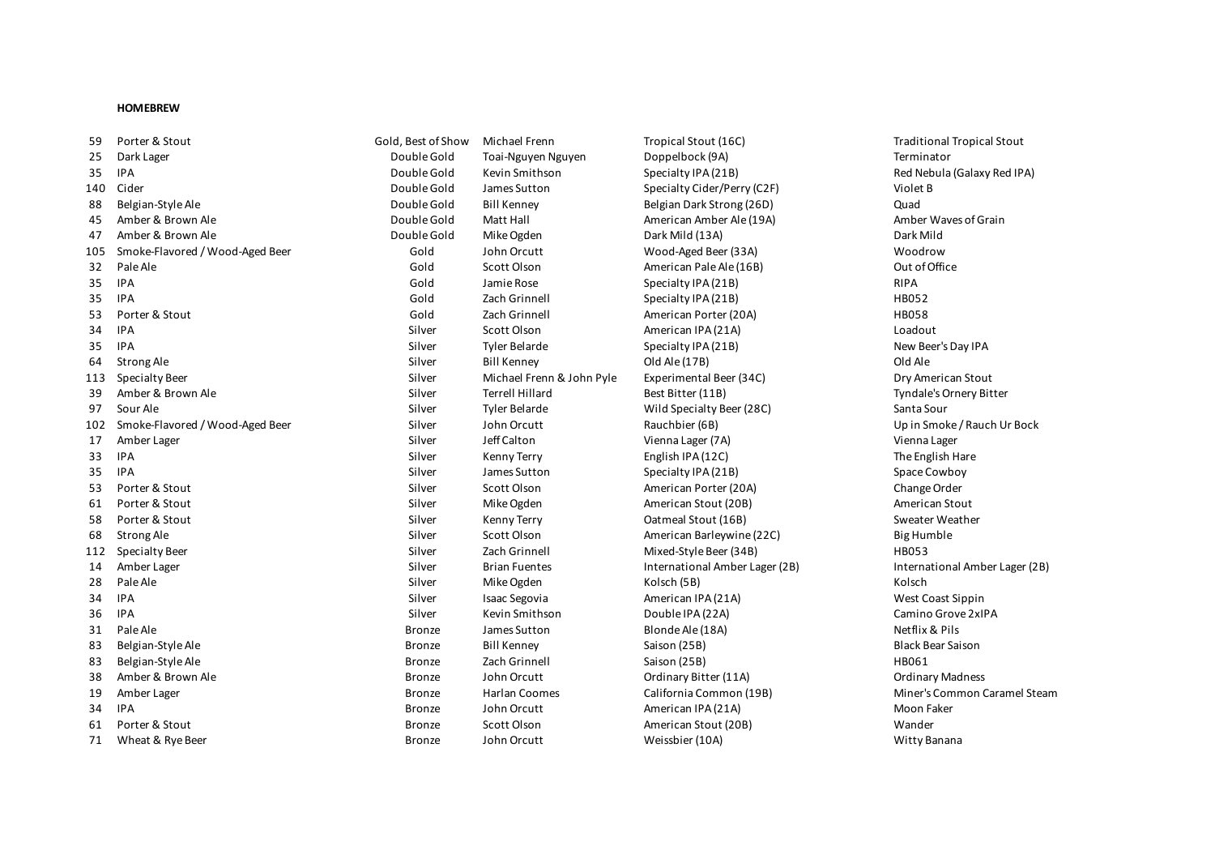**HOMEBREW**

| | | | | | |
|---|---|---|---|---|---|
| 59 | Porter & Stout | Gold, Best of Show | Michael Frenn | Tropical Stout (16C) | Traditional Tropical Stout |
| 25 | Dark Lager | Double Gold | Toai-Nguyen Nguyen | Doppelbock (9A) | Terminator |
| 35 | IPA | Double Gold | Kevin Smithson | Specialty IPA (21B) | Red Nebula (Galaxy Red IPA) |
| 140 | Cider | Double Gold | James Sutton | Specialty Cider/Perry (C2F) | Violet B |
| 88 | Belgian-Style Ale | Double Gold | Bill Kenney | Belgian Dark Strong (26D) | Quad |
| 45 | Amber & Brown Ale | Double Gold | Matt Hall | American Amber Ale (19A) | Amber Waves of Grain |
| 47 | Amber & Brown Ale | Double Gold | Mike Ogden | Dark Mild (13A) | Dark Mild |
| 105 | Smoke-Flavored / Wood-Aged Beer | Gold | John Orcutt | Wood-Aged Beer (33A) | Woodrow |
| 32 | Pale Ale | Gold | Scott Olson | American Pale Ale (16B) | Out of Office |
| 35 | IPA | Gold | Jamie Rose | Specialty IPA (21B) | RIPA |
| 35 | IPA | Gold | Zach Grinnell | Specialty IPA (21B) | HB052 |
| 53 | Porter & Stout | Gold | Zach Grinnell | American Porter (20A) | HB058 |
| 34 | IPA | Silver | Scott Olson | American IPA (21A) | Loadout |
| 35 | IPA | Silver | Tyler Belarde | Specialty IPA (21B) | New Beer's Day IPA |
| 64 | Strong Ale | Silver | Bill Kenney | Old Ale (17B) | Old Ale |
| 113 | Specialty Beer | Silver | Michael Frenn & John Pyle | Experimental Beer (34C) | Dry American Stout |
| 39 | Amber & Brown Ale | Silver | Terrell Hillard | Best Bitter (11B) | Tyndale's Ornery Bitter |
| 97 | Sour Ale | Silver | Tyler Belarde | Wild Specialty Beer (28C) | Santa Sour |
| 102 | Smoke-Flavored / Wood-Aged Beer | Silver | John Orcutt | Rauchbier (6B) | Up in Smoke / Rauch Ur Bock |
| 17 | Amber Lager | Silver | Jeff Calton | Vienna Lager (7A) | Vienna Lager |
| 33 | IPA | Silver | Kenny Terry | English IPA (12C) | The English Hare |
| 35 | IPA | Silver | James Sutton | Specialty IPA (21B) | Space Cowboy |
| 53 | Porter & Stout | Silver | Scott Olson | American Porter (20A) | Change Order |
| 61 | Porter & Stout | Silver | Mike Ogden | American Stout (20B) | American Stout |
| 58 | Porter & Stout | Silver | Kenny Terry | Oatmeal Stout (16B) | Sweater Weather |
| 68 | Strong Ale | Silver | Scott Olson | American Barleywine (22C) | Big Humble |
| 112 | Specialty Beer | Silver | Zach Grinnell | Mixed-Style Beer (34B) | HB053 |
| 14 | Amber Lager | Silver | Brian Fuentes | International Amber Lager (2B) | International Amber Lager (2B) |
| 28 | Pale Ale | Silver | Mike Ogden | Kolsch (5B) | Kolsch |
| 34 | IPA | Silver | Isaac Segovia | American IPA (21A) | West Coast Sippin |
| 36 | IPA | Silver | Kevin Smithson | Double IPA (22A) | Camino Grove 2xIPA |
| 31 | Pale Ale | Bronze | James Sutton | Blonde Ale (18A) | Netflix & Pils |
| 83 | Belgian-Style Ale | Bronze | Bill Kenney | Saison (25B) | Black Bear Saison |
| 83 | Belgian-Style Ale | Bronze | Zach Grinnell | Saison (25B) | HB061 |
| 38 | Amber & Brown Ale | Bronze | John Orcutt | Ordinary Bitter (11A) | Ordinary Madness |
| 19 | Amber Lager | Bronze | Harlan Coomes | California Common (19B) | Miner's Common Caramel Steam |
| 34 | IPA | Bronze | John Orcutt | American IPA (21A) | Moon Faker |
| 61 | Porter & Stout | Bronze | Scott Olson | American Stout (20B) | Wander |
| 71 | Wheat & Rye Beer | Bronze | John Orcutt | Weissbier (10A) | Witty Banana |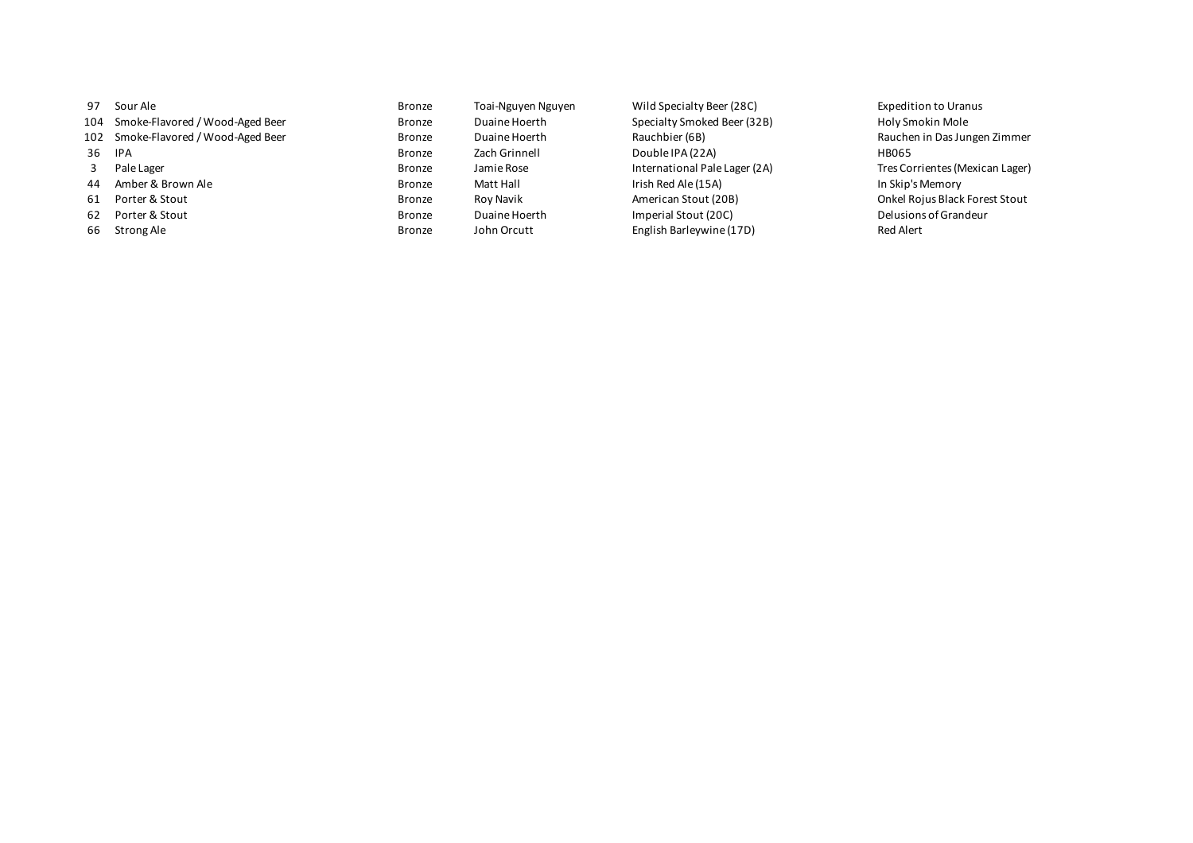| | | | | | |
|---|---|---|---|---|---|
| 97 | Sour Ale | Bronze | Toai-Nguyen Nguyen | Wild Specialty Beer (28C) | Expedition to Uranus |
| 104 | Smoke-Flavored / Wood-Aged Beer | Bronze | Duaine Hoerth | Specialty Smoked Beer (32B) | Holy Smokin Mole |
| 102 | Smoke-Flavored / Wood-Aged Beer | Bronze | Duaine Hoerth | Rauchbier (6B) | Rauchen in Das Jungen Zimmer |
| 36 | IPA | Bronze | Zach Grinnell | Double IPA (22A) | HB065 |
| 3 | Pale Lager | Bronze | Jamie Rose | International Pale Lager (2A) | Tres Corrientes (Mexican Lager) |
| 44 | Amber & Brown Ale | Bronze | Matt Hall | Irish Red Ale (15A) | In Skip's Memory |
| 61 | Porter & Stout | Bronze | Roy Navik | American Stout (20B) | Onkel Rojus Black Forest Stout |
| 62 | Porter & Stout | Bronze | Duaine Hoerth | Imperial Stout (20C) | Delusions of Grandeur |
| 66 | Strong Ale | Bronze | John Orcutt | English Barleywine (17D) | Red Alert |